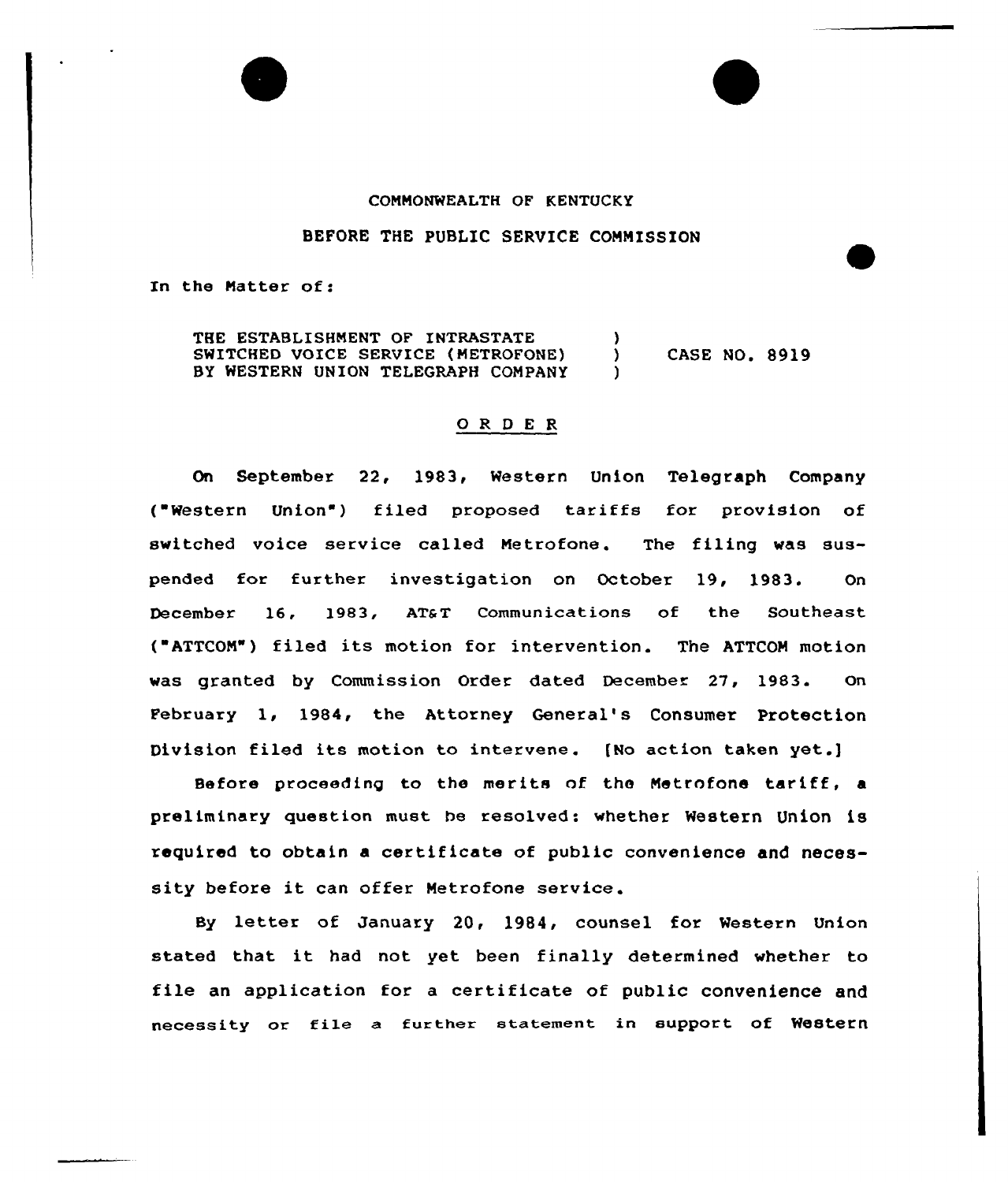COMMONWEALTH OF KENTUCKY

BEFORE THE PUBLIC SERVICE COMMISSION

In the Matter of:

| | | |
|---|---|---|
| THE ESTABLISHMENT OF INTRASTATE SWITCHED VOICE SERVICE (METROFONE) BY WESTERN UNION TELEGRAPH COMPANY | ) ) ) | CASE NO. 8919 |

## O R D E R

On September 22, 1983, Western Union Telegraph Company ("Western Union") filed proposed tariffs for provision of switched voice service called Metrofone. The filing was suspended for further investigation on October 19, 1983. On December 16, 1983, AT&T Communications of the Southeast ("ATTCOM") filed its motion for intervention. The ATTCOM motion was granted by Commission Order dated December 27, 1983. On February 1, 1984, the Attorney General's Consumer Protection Division filed its motion to intervene. [No action taken yet.]

Before proceeding to the merits of the Metrofone tariff, a preliminary question must be resolved: whether Western Union is required to obtain a certificate of public convenience and necessity before it can offer Metrofone service.

By letter of January 20, 1984, counsel for Western Union stated that it had not yet been finally determined whether to file an application for a certificate of public convenience and necessity or file a further statement in support of Western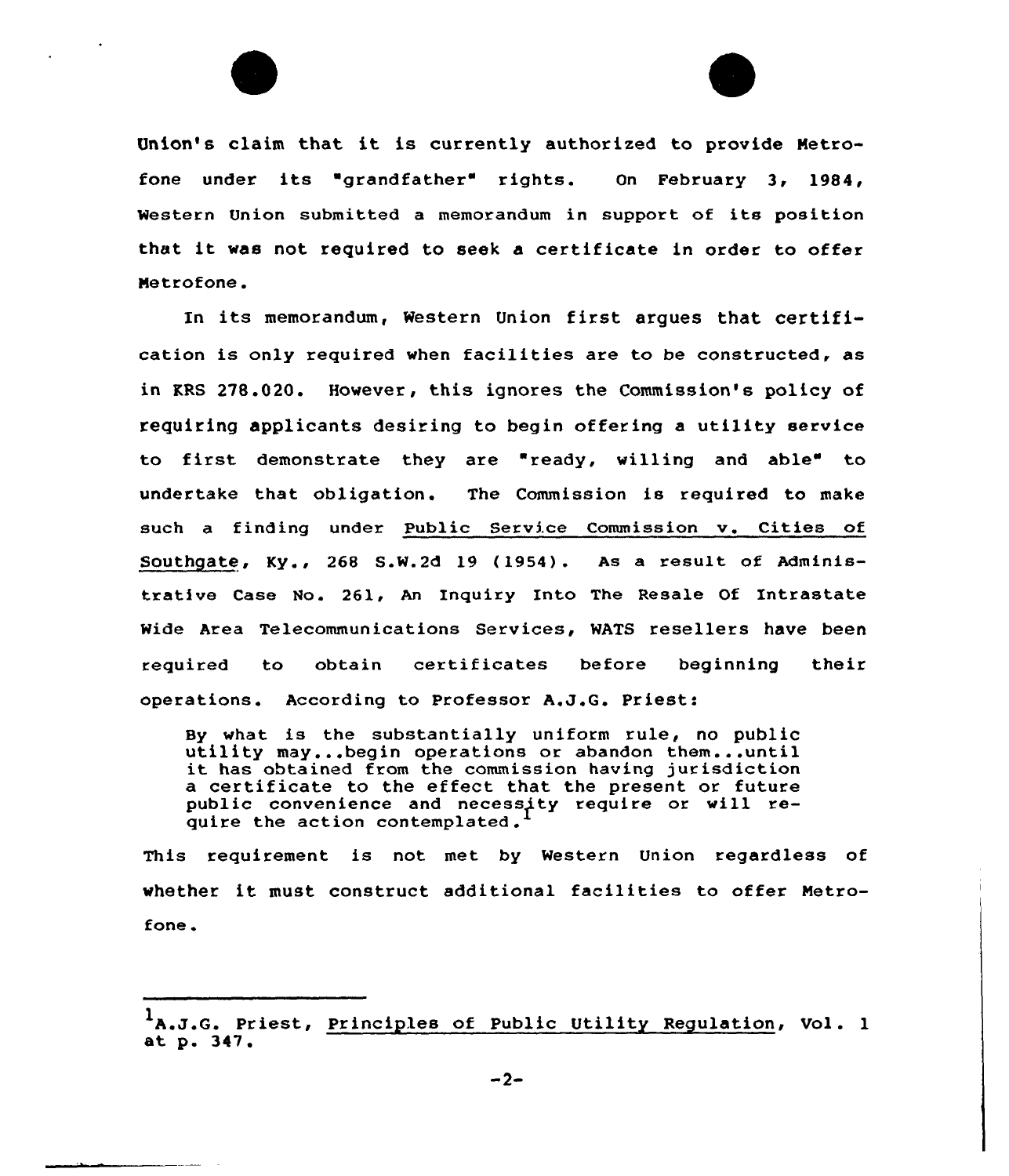Union's claim that it is currently authorized to provide Metrofone under its "grandfather" rights. On February 3, 1984, Western Union submitted a memorandum in support of its position that it was not required to seek a certificate in order to offer Metrofone.

In its memorandum, Western Union first argues that certification is only required when facilities are to be constructed, as in KRS 278.020. However, this ignores the Commission's policy of requiring applicants desiring to begin offering a utility service to first demonstrate they are "ready, willing and able" to undertake that obligation. The Commission is required to make such a finding under Public Service Commission v. Cities of Southgate, Ky., 268 S.W.2d 19 (1954). As a result of Administrative Case No. 261, An Inquiry Into The Resale Of Intrastate Wide Area Telecommunications Services, WATS resellers have been required to obtain certificates before beginning their operations. According to Professor A.J.G. Priest:

> By what is the substantially uniform rule, no public utility may...begin operations or abandon them...until it has obtained from the commission having jurisdiction a certificate to the effect that the present or future public convenience and necessity require or will require the action contemplated.[1]

This requirement is not met by Western Union regardless of whether it must construct additional facilities to offer Metrofone.

---

[1] A.J.G. Priest, Principles of Public Utility Regulation, Vol. 1 at p. 347.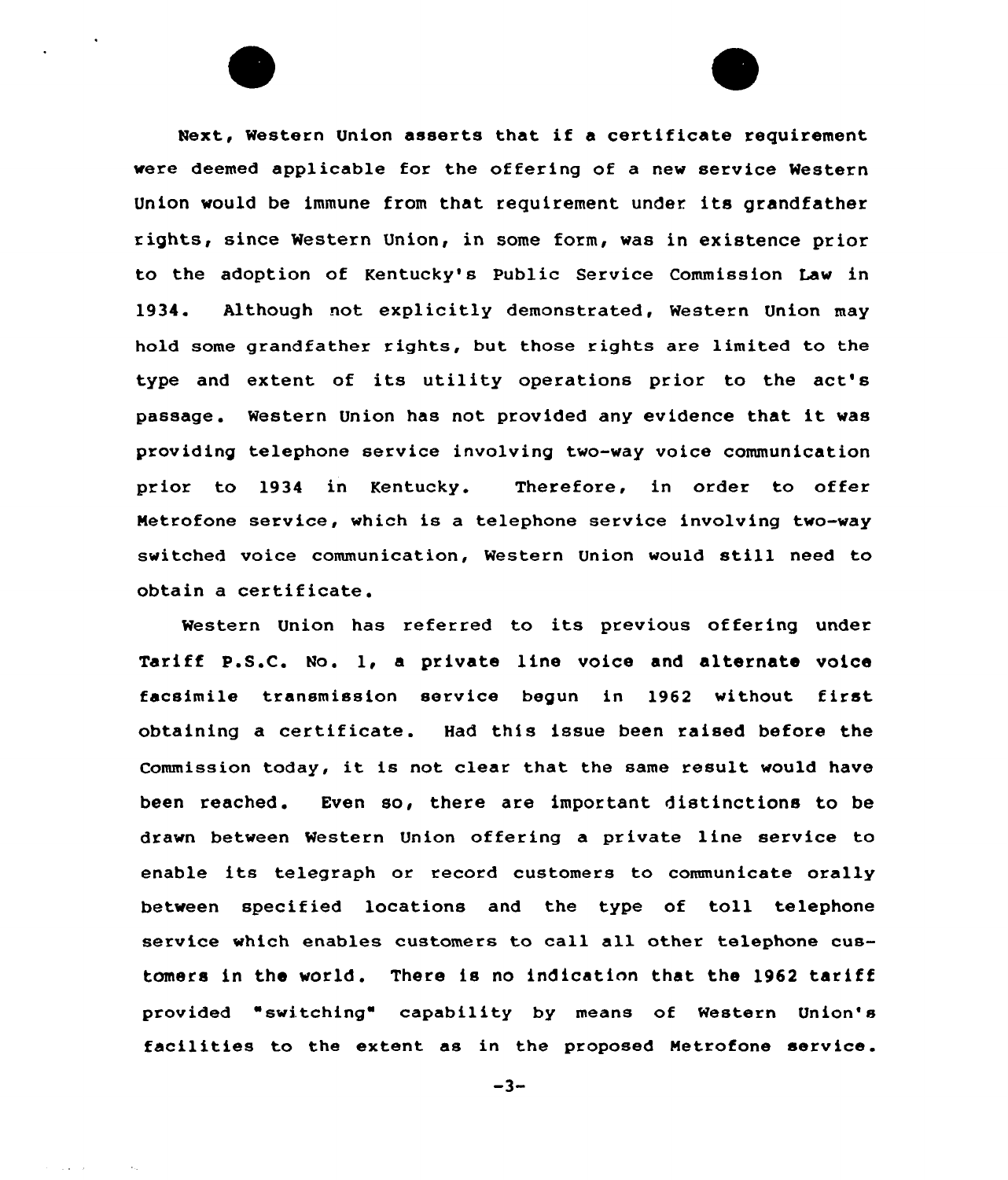Next, Western Union asserts that if a certificate requirement were deemed applicable for the offering of a new service Western Union would be immune from that requirement under its grandfather rights, since Western Union, in some form, was in existence prior to the adoption of Kentucky's Public Service Commission Law in 1934. Although not explicitly demonstrated, Western Union may hold some grandfather rights, but those rights are limited to the type and extent of its utility operations prior to the act's passage. Western Union has not provided any evidence that it was providing telephone service involving two-way voice communication prior to 1934 in Kentucky. Therefore, in order to offer Metrofone service, which is a telephone service involving two-way switched voice communication, Western Union would still need to obtain a certificate.

Western Union has referred to its previous offering under Tariff P.S.C. No. 1, a private line voice and alternate voice facsimile transmission service begun in 1962 without first obtaining a certificate. Had this issue been raised before the Commission today, it is not clear that the same result would have been reached. Even so, there are important distinctions to be drawn between Western Union offering a private line service to enable its telegraph or record customers to communicate orally between specified locations and the type of toll telephone service which enables customers to call all other telephone customers in the world. There is no indication that the 1962 tariff provided "switching" capability by means of Western Union's facilities to the extent as in the proposed Metrofone service.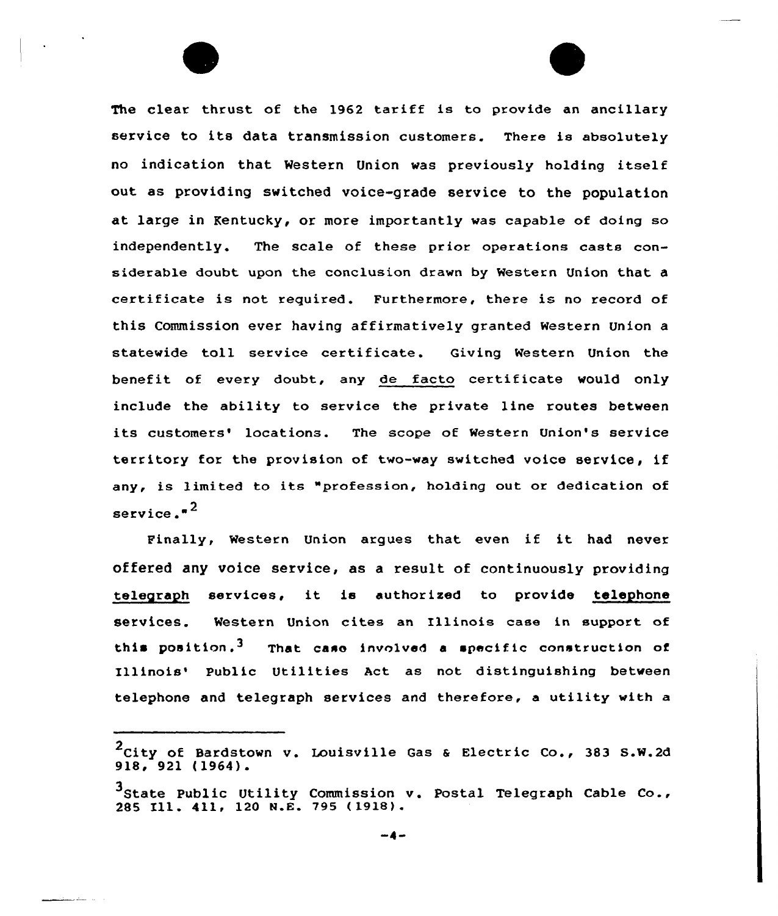The clear thrust of the 1962 tariff is to provide an ancillary service to its data transmission customers. There is absolutely no indication that Western Union was previously holding itself out as providing switched voice-grade service to the population at large in Kentucky, or more importantly was capable of doing so independently. The scale of these prior operations casts considerable doubt upon the conclusion drawn by Western Union that a certificate is not required. Furthermore, there is no record of this Commission ever having affirmatively granted Western Union a statewide toll service certificate. Giving Western Union the benefit of every doubt, any _de facto_ certificate would only include the ability to service the private line routes between its customers' locations. The scope of Western Union's service territory for the provision of two-way switched voice service, if any, is limited to its "profession, holding out or dedication of service."[2]

Finally, Western Union argues that even if it had never offered any voice service, as a result of continuously providing _telegraph_ services, it is authorized to provide _telephone_ services. Western Union cites an Illinois case in support of this position.[3] That case involved a specific construction of Illinois' Public Utilities Act as not distinguishing between telephone and telegraph services and therefore, a utility with a

---

[2] City of Bardstown v. Louisville Gas & Electric Co., 383 S.W.2d 918, 921 (1964).

[3] State Public Utility Commission v. Postal Telegraph Cable Co., 285 Ill. 411, 120 N.E. 795 (1918).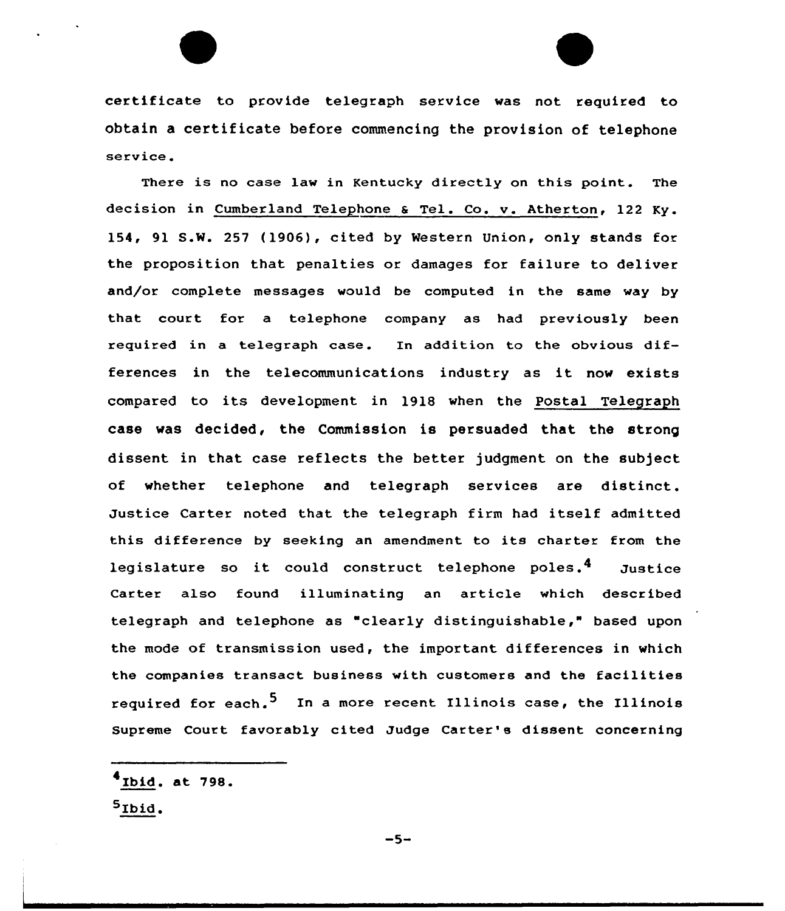certificate to provide telegraph service was not required to obtain a certificate before commencing the provision of telephone service.

There is no case law in Kentucky directly on this point. The decision in Cumberland Telephone & Tel. Co. v. Atherton, 122 Ky. 154, 91 S.W. 257 (1906), cited by Western Union, only stands for the proposition that penalties or damages for failure to deliver and/or complete messages would be computed in the same way by that court for a telephone company as had previously been required in a telegraph case. In addition to the obvious differences in the telecommunications industry as it now exists compared to its development in 1918 when the Postal Telegraph case was decided, the Commission is persuaded that the strong dissent in that case reflects the better judgment on the subject of whether telephone and telegraph services are distinct. Justice Carter noted that the telegraph firm had itself admitted this difference by seeking an amendment to its charter from the legislature so it could construct telephone poles.[4] Justice Carter also found illuminating an article which described telegraph and telephone as "clearly distinguishable," based upon the mode of transmission used, the important differences in which the companies transact business with customers and the facilities required for each.[5] In a more recent Illinois case, the Illinois Supreme Court favorably cited Judge Carter's dissent concerning

---

[4] Ibid. at 798.

[5] Ibid.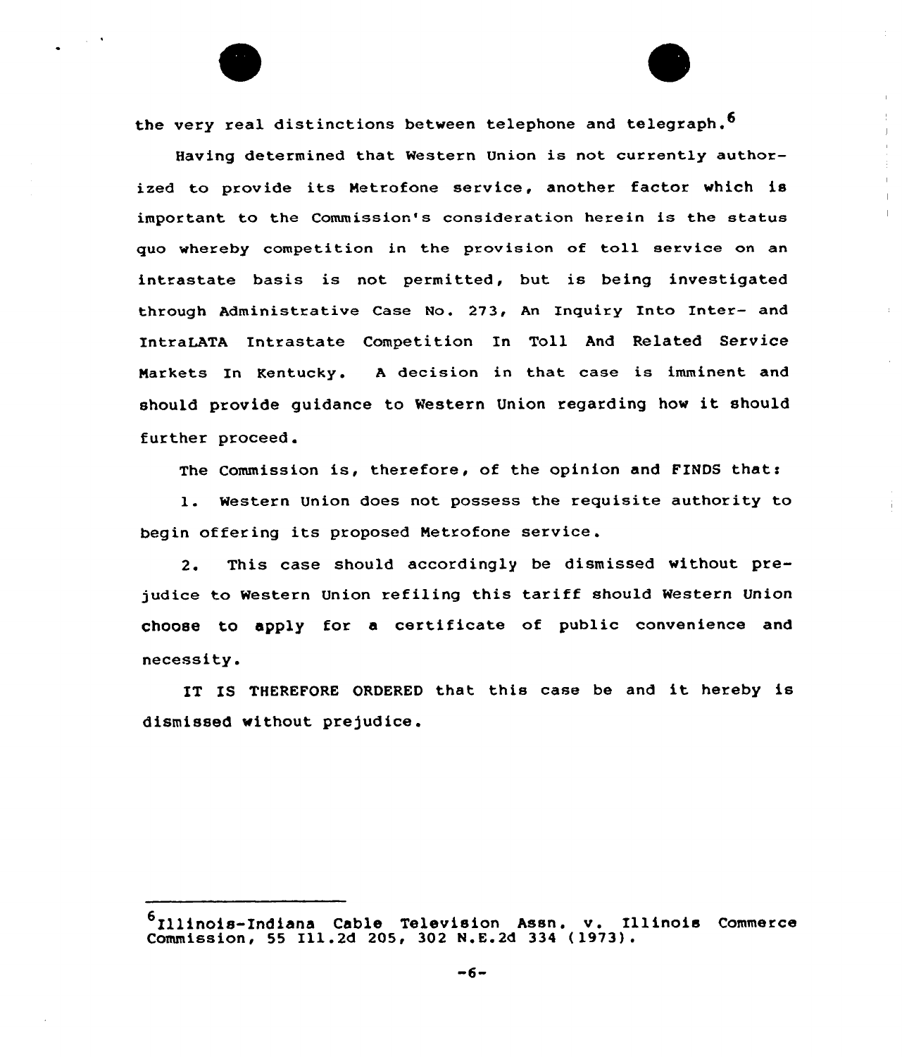the very real distinctions between telephone and telegraph.[6]

Having determined that Western Union is not currently authorized to provide its Metrofone service, another factor which is important to the Commission's consideration herein is the status quo whereby competition in the provision of toll service on an intrastate basis is not permitted, but is being investigated through Administrative Case No. 273, An Inquiry Into Inter- and IntraLATA Intrastate Competition In Toll And Related Service Markets In Kentucky. A decision in that case is imminent and should provide guidance to Western Union regarding how it should further proceed.

The Commission is, therefore, of the opinion and FINDS that:

1. Western Union does not possess the requisite authority to begin offering its proposed Metrofone service.

2. This case should accordingly be dismissed without prejudice to Western Union refiling this tariff should Western Union choose to apply for a certificate of public convenience and necessity.

IT IS THEREFORE ORDERED that this case be and it hereby is dismissed without prejudice.

---

[6] Illinois-Indiana Cable Television Assn. v. Illinois Commerce Commission, 55 Ill.2d 205, 302 N.E.2d 334 (1973).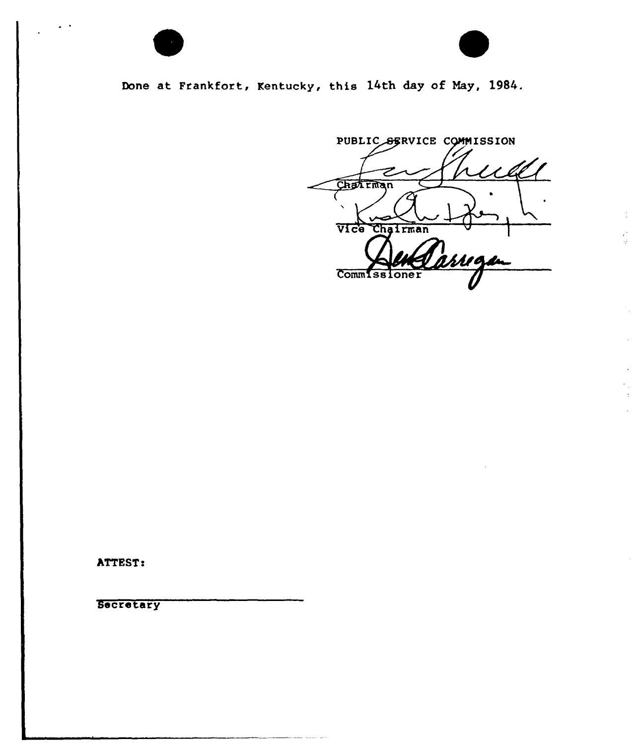Done at Frankfort, Kentucky, this 14th day of May, 1984.

PUBLIC SERVICE COMMISSION

Chairman

Vice Chairman

Commissioner

ATTEST:

Secretary